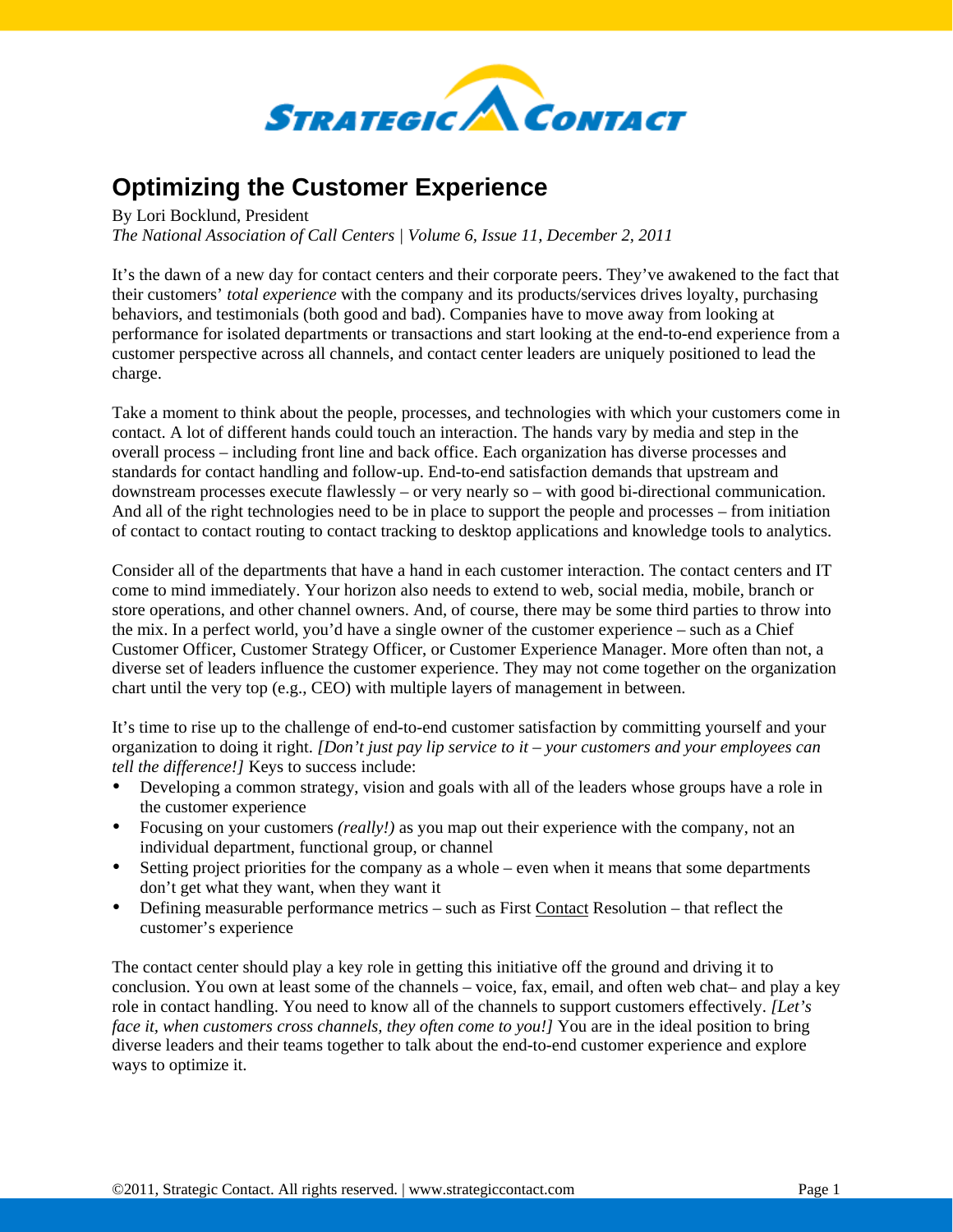# Optimizing the Customer Experience

By Lori Bocklund, President
*The National Association of Call Centers | Volume 6, Issue 11, December 2, 2011*

It's the dawn of a new day for contact centers and their corporate peers. They've awakened to the fact that their customers' *total experience* with the company and its products/services drives loyalty, purchasing behaviors, and testimonials (both good and bad). Companies have to move away from looking at performance for isolated departments or transactions and start looking at the end-to-end experience from a customer perspective across all channels, and contact center leaders are uniquely positioned to lead the charge.

Take a moment to think about the people, processes, and technologies with which your customers come in contact. A lot of different hands could touch an interaction. The hands vary by media and step in the overall process – including front line and back office. Each organization has diverse processes and standards for contact handling and follow-up. End-to-end satisfaction demands that upstream and downstream processes execute flawlessly – or very nearly so – with good bi-directional communication. And all of the right technologies need to be in place to support the people and processes – from initiation of contact to contact routing to contact tracking to desktop applications and knowledge tools to analytics.

Consider all of the departments that have a hand in each customer interaction. The contact centers and IT come to mind immediately. Your horizon also needs to extend to web, social media, mobile, branch or store operations, and other channel owners. And, of course, there may be some third parties to throw into the mix. In a perfect world, you'd have a single owner of the customer experience – such as a Chief Customer Officer, Customer Strategy Officer, or Customer Experience Manager. More often than not, a diverse set of leaders influence the customer experience. They may not come together on the organization chart until the very top (e.g., CEO) with multiple layers of management in between.

It's time to rise up to the challenge of end-to-end customer satisfaction by committing yourself and your organization to doing it right. *[Don't just pay lip service to it – your customers and your employees can tell the difference!]* Keys to success include:

- Developing a common strategy, vision and goals with all of the leaders whose groups have a role in the customer experience
- Focusing on your customers *(really!)* as you map out their experience with the company, not an individual department, functional group, or channel
- Setting project priorities for the company as a whole – even when it means that some departments don't get what they want, when they want it
- Defining measurable performance metrics – such as First Contact Resolution – that reflect the customer's experience

The contact center should play a key role in getting this initiative off the ground and driving it to conclusion. You own at least some of the channels – voice, fax, email, and often web chat– and play a key role in contact handling. You need to know all of the channels to support customers effectively. *[Let's face it, when customers cross channels, they often come to you!]* You are in the ideal position to bring diverse leaders and their teams together to talk about the end-to-end customer experience and explore ways to optimize it.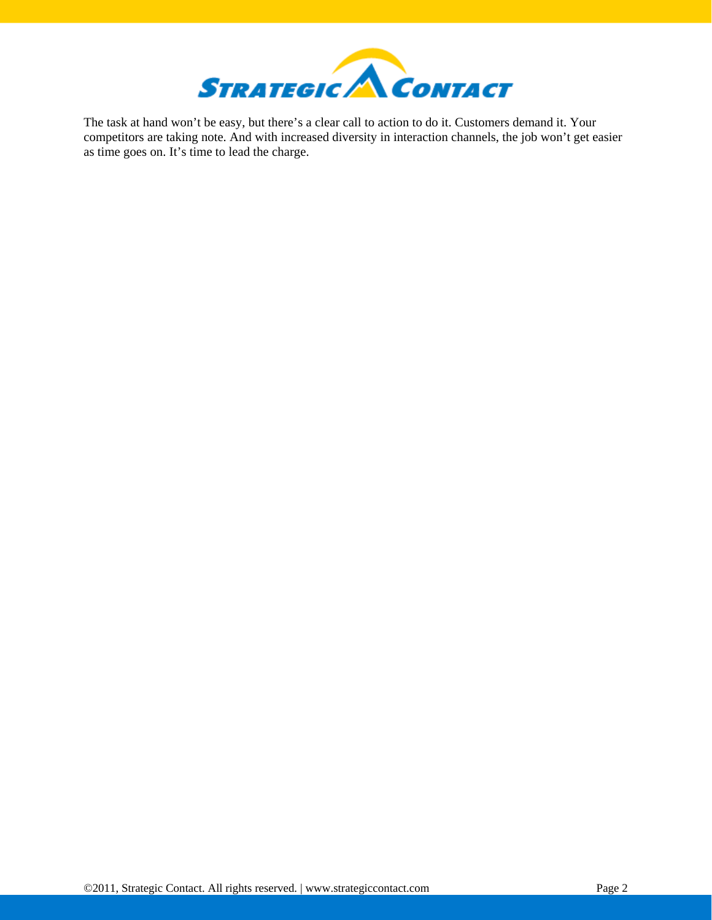The task at hand won't be easy, but there's a clear call to action to do it. Customers demand it. Your competitors are taking note. And with increased diversity in interaction channels, the job won't get easier as time goes on. It's time to lead the charge.